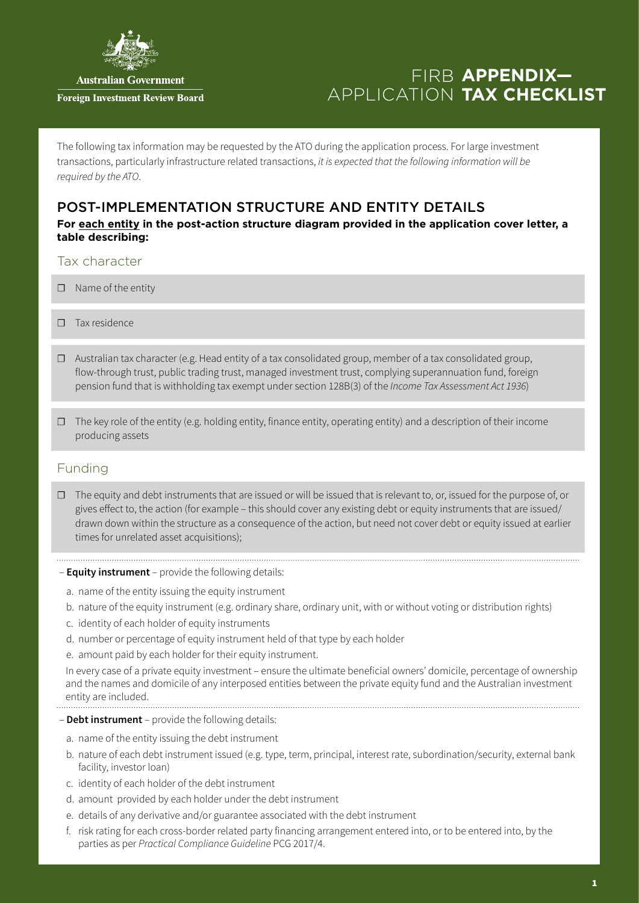Australian Government

Foreign Investment Review Board

# FIRB **APPENDIX—** APPLICATION **TAX CHECKLIST**

The following tax information may be requested by the ATO during the application process. For large investment transactions, particularly infrastructure related transactions, *it is expected that the following information will be required by the ATO*.

## POST-IMPLEMENTATION STRUCTURE AND ENTITY DETAILS

**For each entity in the post-action structure diagram provided in the application cover letter, a table describing:**

### Tax character

- ☐ Name of the entity
- ☐ Tax residence
- ☐ Australian tax character (e.g. Head entity of a tax consolidated group, member of a tax consolidated group, flow-through trust, public trading trust, managed investment trust, complying superannuation fund, foreign pension fund that is withholding tax exempt under section 128B(3) of the *Income Tax Assessment Act 1936*)
- ☐ The key role of the entity (e.g. holding entity, finance entity, operating entity) and a description of their income producing assets

### Funding

- ☐ The equity and debt instruments that are issued or will be issued that is relevant to, or, issued for the purpose of, or gives effect to, the action (for example – this should cover any existing debt or equity instruments that are issued/drawn down within the structure as a consequence of the action, but need not cover debt or equity issued at earlier times for unrelated asset acquisitions);

– **Equity instrument** – provide the following details:

a. name of the entity issuing the equity instrument
b. nature of the equity instrument (e.g. ordinary share, ordinary unit, with or without voting or distribution rights)
c. identity of each holder of equity instruments
d. number or percentage of equity instrument held of that type by each holder
e. amount paid by each holder for their equity instrument.

In every case of a private equity investment – ensure the ultimate beneficial owners' domicile, percentage of ownership and the names and domicile of any interposed entities between the private equity fund and the Australian investment entity are included.

– **Debt instrument** – provide the following details:

a. name of the entity issuing the debt instrument
b. nature of each debt instrument issued (e.g. type, term, principal, interest rate, subordination/security, external bank facility, investor loan)
c. identity of each holder of the debt instrument
d. amount provided by each holder under the debt instrument
e. details of any derivative and/or guarantee associated with the debt instrument
f. risk rating for each cross-border related party financing arrangement entered into, or to be entered into, by the parties as per *Practical Compliance Guideline* PCG 2017/4.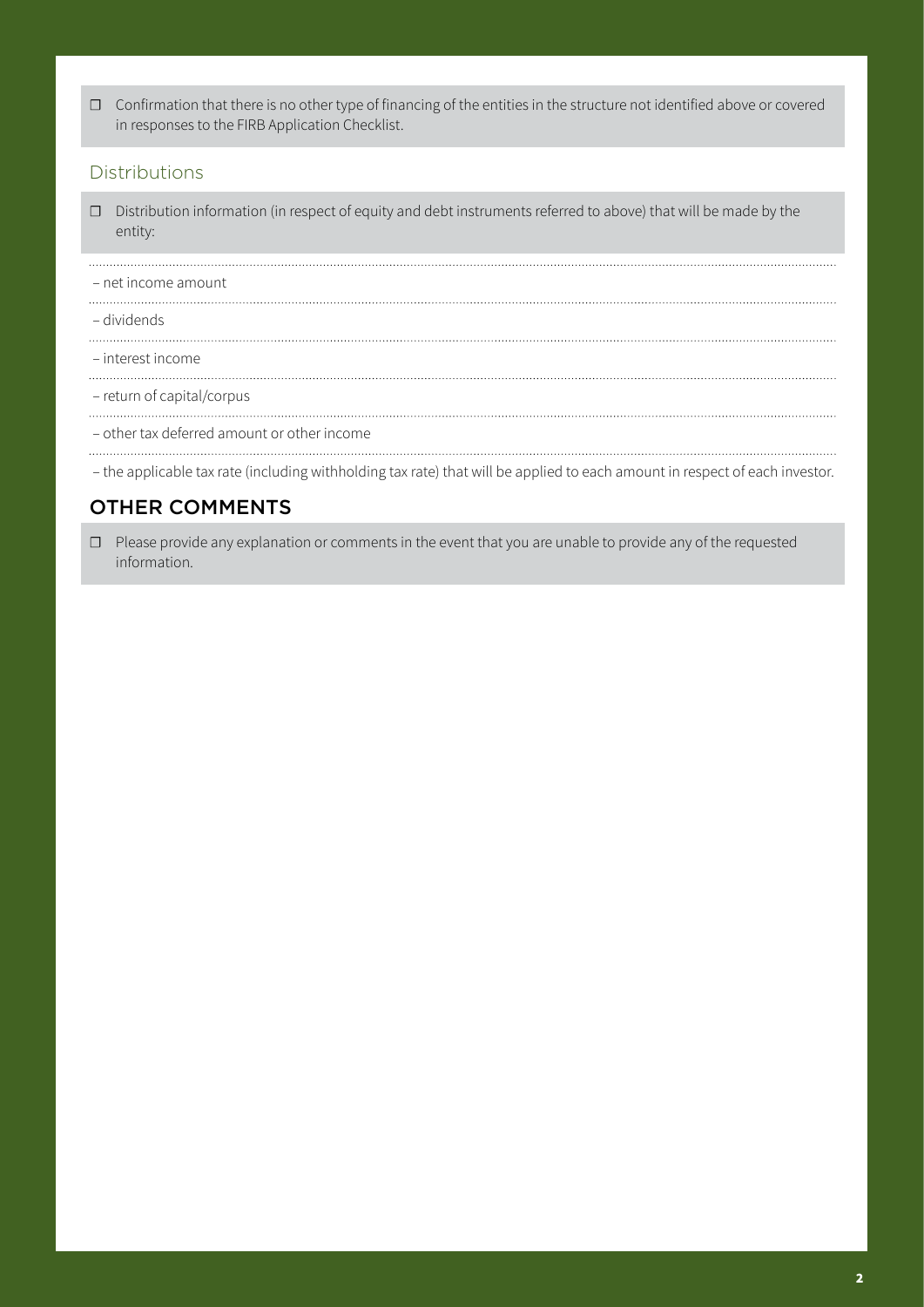- ☐ Confirmation that there is no other type of financing of the entities in the structure not identified above or covered in responses to the FIRB Application Checklist.

## Distributions

- ☐ Distribution information (in respect of equity and debt instruments referred to above) that will be made by the entity:

– net income amount

– dividends

– interest income

– return of capital/corpus

– other tax deferred amount or other income

– the applicable tax rate (including withholding tax rate) that will be applied to each amount in respect of each investor.

## OTHER COMMENTS

- ☐ Please provide any explanation or comments in the event that you are unable to provide any of the requested information.